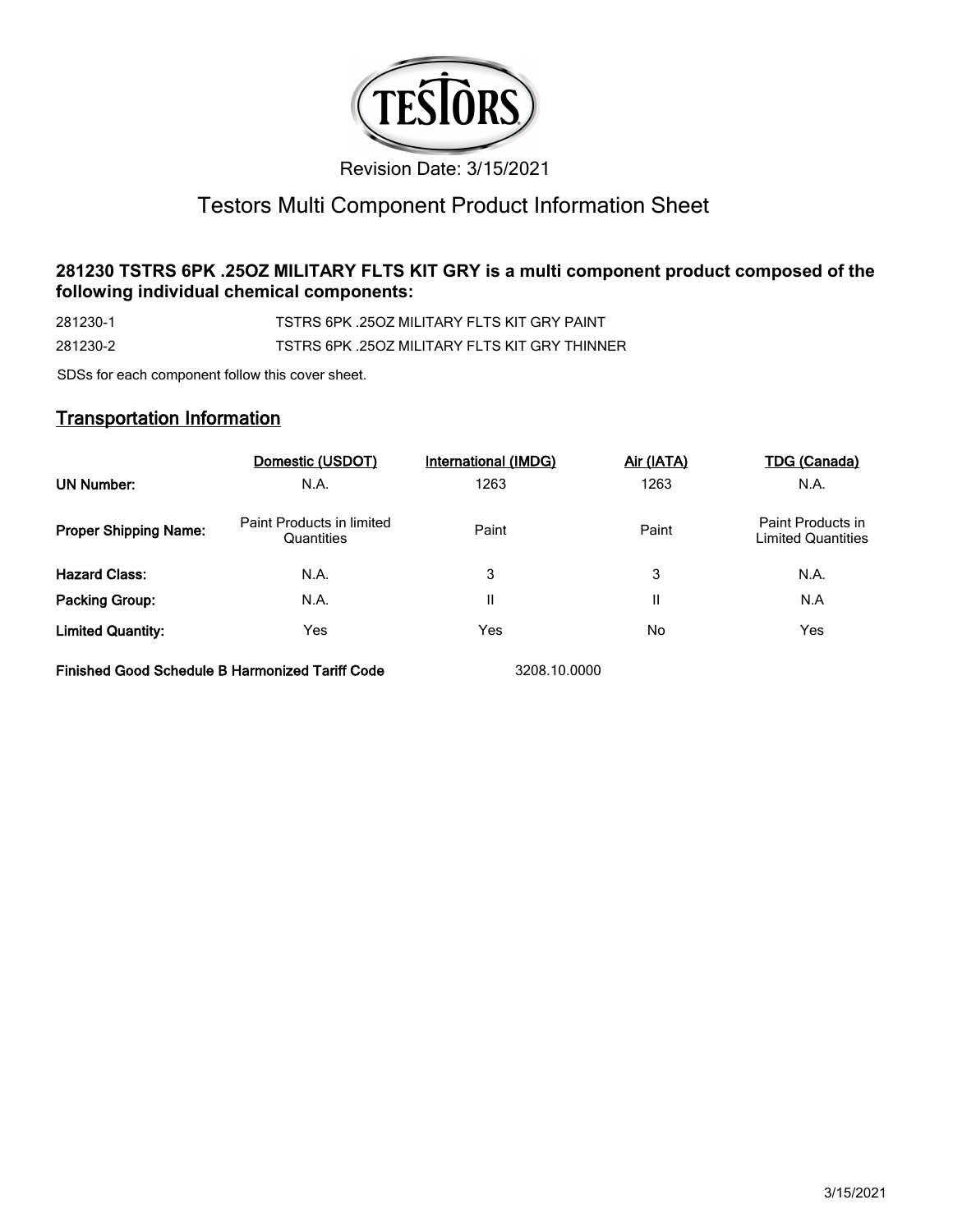Revision Date: 3/15/2021

# Testors Multi Component Product Information Sheet

**281230 TSTRS 6PK .25OZ MILITARY FLTS KIT GRY is a multi component product composed of the following individual chemical components:**

| | |
|---|---|
| 281230-1 | TSTRS 6PK .25OZ MILITARY FLTS KIT GRY PAINT |
| 281230-2 | TSTRS 6PK .25OZ MILITARY FLTS KIT GRY THINNER |

SDSs for each component follow this cover sheet.

## Transportation Information

| | Domestic (USDOT) | International (IMDG) | Air (IATA) | TDG (Canada) |
|---|---|---|---|---|
| **UN Number:** | N.A. | 1263 | 1263 | N.A. |
| **Proper Shipping Name:** | Paint Products in limited Quantities | Paint | Paint | Paint Products in Limited Quantities |
| **Hazard Class:** | N.A. | 3 | 3 | N.A. |
| **Packing Group:** | N.A. | II | II | N.A |
| **Limited Quantity:** | Yes | Yes | No | Yes |

**Finished Good Schedule B Harmonized Tariff Code** 3208.10.0000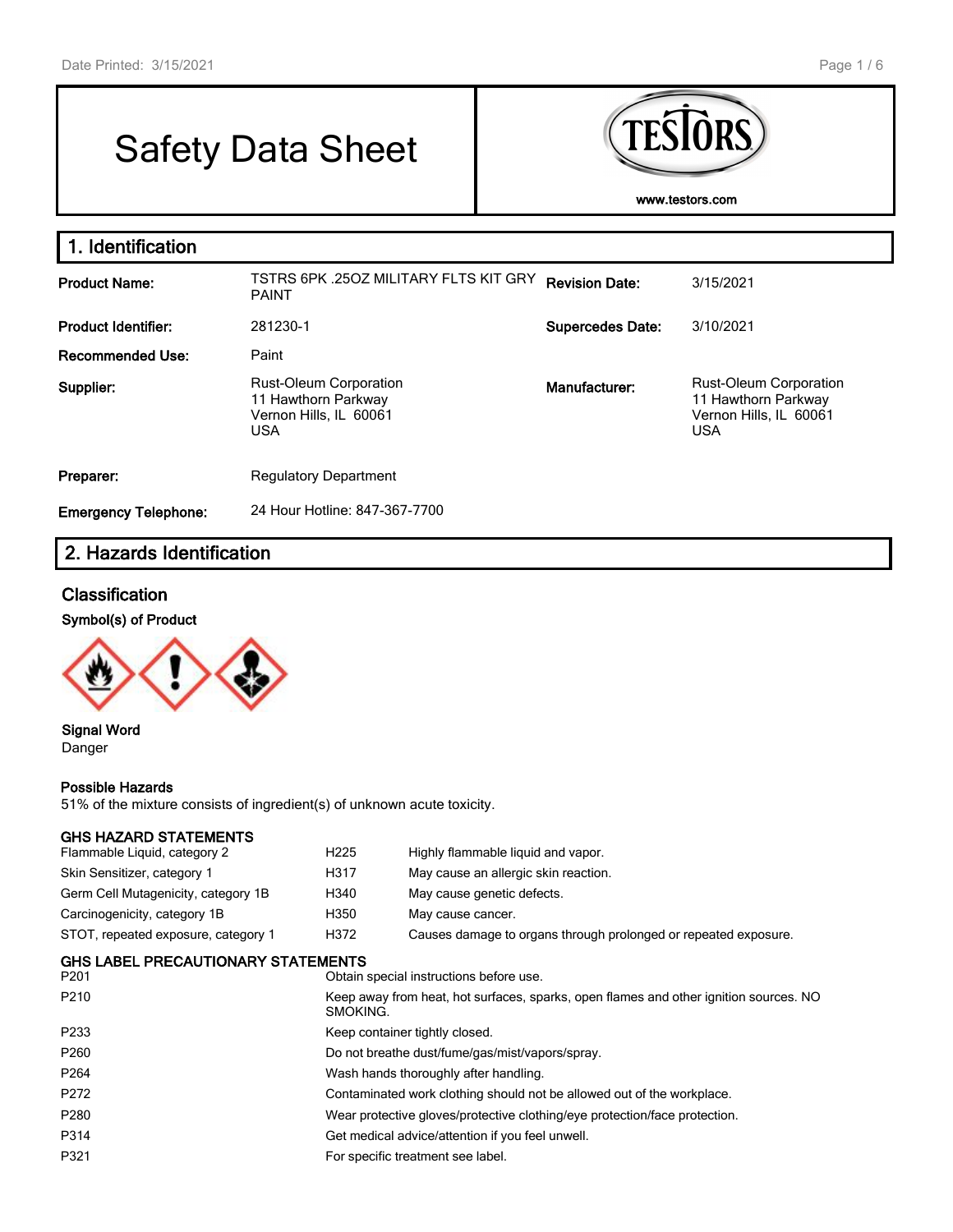# Safety Data Sheet

www.testors.com

## 1. Identification

| | | | |
|---|---|---|---|
| **Product Name:** | TSTRS 6PK .25OZ MILITARY FLTS KIT GRY PAINT | **Revision Date:** | 3/15/2021 |
| **Product Identifier:** | 281230-1 | **Supercedes Date:** | 3/10/2021 |
| **Recommended Use:** | Paint | | |
| **Supplier:** | Rust-Oleum Corporation<br>11 Hawthorn Parkway<br>Vernon Hills, IL 60061<br>USA | **Manufacturer:** | Rust-Oleum Corporation<br>11 Hawthorn Parkway<br>Vernon Hills, IL 60061<br>USA |
| **Preparer:** | Regulatory Department | | |
| **Emergency Telephone:** | 24 Hour Hotline: 847-367-7700 | | |

## 2. Hazards Identification

### Classification

**Symbol(s) of Product**

**Signal Word**
Danger

**Possible Hazards**
51% of the mixture consists of ingredient(s) of unknown acute toxicity.

**GHS HAZARD STATEMENTS**

| | | |
|---|---|---|
| Flammable Liquid, category 2 | H225 | Highly flammable liquid and vapor. |
| Skin Sensitizer, category 1 | H317 | May cause an allergic skin reaction. |
| Germ Cell Mutagenicity, category 1B | H340 | May cause genetic defects. |
| Carcinogenicity, category 1B | H350 | May cause cancer. |
| STOT, repeated exposure, category 1 | H372 | Causes damage to organs through prolonged or repeated exposure. |

**GHS LABEL PRECAUTIONARY STATEMENTS**

| | |
|---|---|
| P201 | Obtain special instructions before use. |
| P210 | Keep away from heat, hot surfaces, sparks, open flames and other ignition sources. NO SMOKING. |
| P233 | Keep container tightly closed. |
| P260 | Do not breathe dust/fume/gas/mist/vapors/spray. |
| P264 | Wash hands thoroughly after handling. |
| P272 | Contaminated work clothing should not be allowed out of the workplace. |
| P280 | Wear protective gloves/protective clothing/eye protection/face protection. |
| P314 | Get medical advice/attention if you feel unwell. |
| P321 | For specific treatment see label. |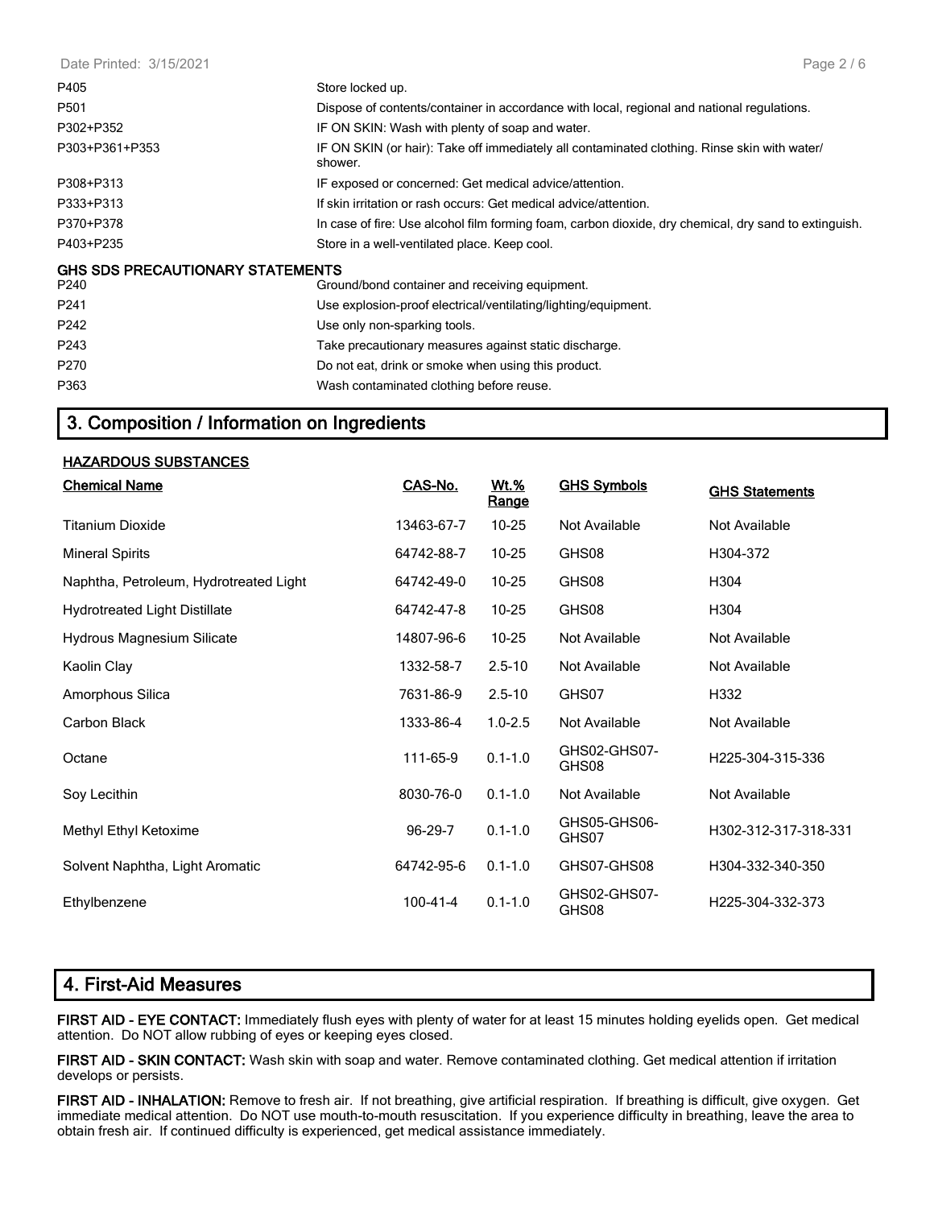| | |
|---|---|
| P405 | Store locked up. |
| P501 | Dispose of contents/container in accordance with local, regional and national regulations. |
| P302+P352 | IF ON SKIN: Wash with plenty of soap and water. |
| P303+P361+P353 | IF ON SKIN (or hair): Take off immediately all contaminated clothing. Rinse skin with water/ shower. |
| P308+P313 | IF exposed or concerned: Get medical advice/attention. |
| P333+P313 | If skin irritation or rash occurs: Get medical advice/attention. |
| P370+P378 | In case of fire: Use alcohol film forming foam, carbon dioxide, dry chemical, dry sand to extinguish. |
| P403+P235 | Store in a well-ventilated place. Keep cool. |

**GHS SDS PRECAUTIONARY STATEMENTS**

| | |
|---|---|
| P240 | Ground/bond container and receiving equipment. |
| P241 | Use explosion-proof electrical/ventilating/lighting/equipment. |
| P242 | Use only non-sparking tools. |
| P243 | Take precautionary measures against static discharge. |
| P270 | Do not eat, drink or smoke when using this product. |
| P363 | Wash contaminated clothing before reuse. |

## 3. Composition / Information on Ingredients

**HAZARDOUS SUBSTANCES**

| Chemical Name | CAS-No. | Wt.% Range | GHS Symbols | GHS Statements |
|---|---|---|---|---|
| Titanium Dioxide | 13463-67-7 | 10-25 | Not Available | Not Available |
| Mineral Spirits | 64742-88-7 | 10-25 | GHS08 | H304-372 |
| Naphtha, Petroleum, Hydrotreated Light | 64742-49-0 | 10-25 | GHS08 | H304 |
| Hydrotreated Light Distillate | 64742-47-8 | 10-25 | GHS08 | H304 |
| Hydrous Magnesium Silicate | 14807-96-6 | 10-25 | Not Available | Not Available |
| Kaolin Clay | 1332-58-7 | 2.5-10 | Not Available | Not Available |
| Amorphous Silica | 7631-86-9 | 2.5-10 | GHS07 | H332 |
| Carbon Black | 1333-86-4 | 1.0-2.5 | Not Available | Not Available |
| Octane | 111-65-9 | 0.1-1.0 | GHS02-GHS07-GHS08 | H225-304-315-336 |
| Soy Lecithin | 8030-76-0 | 0.1-1.0 | Not Available | Not Available |
| Methyl Ethyl Ketoxime | 96-29-7 | 0.1-1.0 | GHS05-GHS06-GHS07 | H302-312-317-318-331 |
| Solvent Naphtha, Light Aromatic | 64742-95-6 | 0.1-1.0 | GHS07-GHS08 | H304-332-340-350 |
| Ethylbenzene | 100-41-4 | 0.1-1.0 | GHS02-GHS07-GHS08 | H225-304-332-373 |

## 4. First-Aid Measures

**FIRST AID - EYE CONTACT:** Immediately flush eyes with plenty of water for at least 15 minutes holding eyelids open. Get medical attention. Do NOT allow rubbing of eyes or keeping eyes closed.

**FIRST AID - SKIN CONTACT:** Wash skin with soap and water. Remove contaminated clothing. Get medical attention if irritation develops or persists.

**FIRST AID - INHALATION:** Remove to fresh air. If not breathing, give artificial respiration. If breathing is difficult, give oxygen. Get immediate medical attention. Do NOT use mouth-to-mouth resuscitation. If you experience difficulty in breathing, leave the area to obtain fresh air. If continued difficulty is experienced, get medical assistance immediately.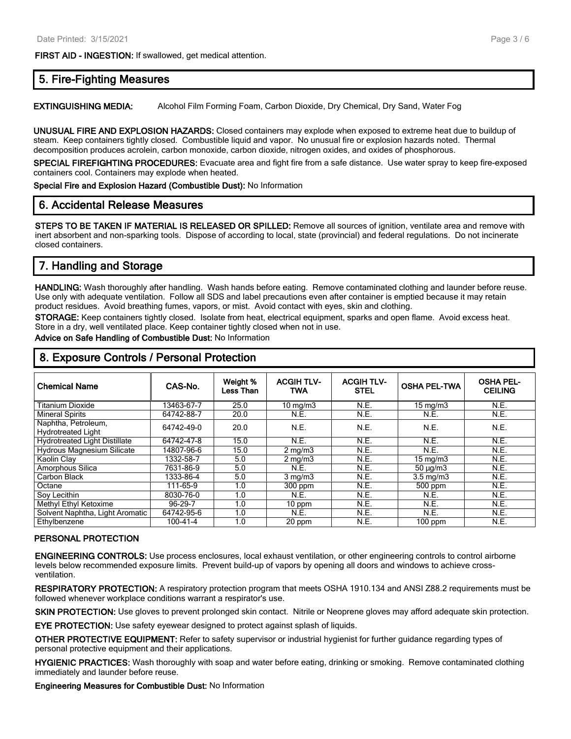**FIRST AID - INGESTION:** If swallowed, get medical attention.

## 5. Fire-Fighting Measures

**EXTINGUISHING MEDIA:** Alcohol Film Forming Foam, Carbon Dioxide, Dry Chemical, Dry Sand, Water Fog

**UNUSUAL FIRE AND EXPLOSION HAZARDS:** Closed containers may explode when exposed to extreme heat due to buildup of steam. Keep containers tightly closed. Combustible liquid and vapor. No unusual fire or explosion hazards noted. Thermal decomposition produces acrolein, carbon monoxide, carbon dioxide, nitrogen oxides, and oxides of phosphorous.

**SPECIAL FIREFIGHTING PROCEDURES:** Evacuate area and fight fire from a safe distance. Use water spray to keep fire-exposed containers cool. Containers may explode when heated.

**Special Fire and Explosion Hazard (Combustible Dust):** No Information

## 6. Accidental Release Measures

**STEPS TO BE TAKEN IF MATERIAL IS RELEASED OR SPILLED:** Remove all sources of ignition, ventilate area and remove with inert absorbent and non-sparking tools. Dispose of according to local, state (provincial) and federal regulations. Do not incinerate closed containers.

## 7. Handling and Storage

**HANDLING:** Wash thoroughly after handling. Wash hands before eating. Remove contaminated clothing and launder before reuse. Use only with adequate ventilation. Follow all SDS and label precautions even after container is emptied because it may retain product residues. Avoid breathing fumes, vapors, or mist. Avoid contact with eyes, skin and clothing.

**STORAGE:** Keep containers tightly closed. Isolate from heat, electrical equipment, sparks and open flame. Avoid excess heat. Store in a dry, well ventilated place. Keep container tightly closed when not in use.

**Advice on Safe Handling of Combustible Dust:** No Information

## 8. Exposure Controls / Personal Protection

| Chemical Name | CAS-No. | Weight % Less Than | ACGIH TLV-TWA | ACGIH TLV-STEL | OSHA PEL-TWA | OSHA PEL-CEILING |
|---|---|---|---|---|---|---|
| Titanium Dioxide | 13463-67-7 | 25.0 | 10 mg/m3 | N.E. | 15 mg/m3 | N.E. |
| Mineral Spirits | 64742-88-7 | 20.0 | N.E. | N.E. | N.E. | N.E. |
| Naphtha, Petroleum, Hydrotreated Light | 64742-49-0 | 20.0 | N.E. | N.E. | N.E. | N.E. |
| Hydrotreated Light Distillate | 64742-47-8 | 15.0 | N.E. | N.E. | N.E. | N.E. |
| Hydrous Magnesium Silicate | 14807-96-6 | 15.0 | 2 mg/m3 | N.E. | N.E. | N.E. |
| Kaolin Clay | 1332-58-7 | 5.0 | 2 mg/m3 | N.E. | 15 mg/m3 | N.E. |
| Amorphous Silica | 7631-86-9 | 5.0 | N.E. | N.E. | 50 µg/m3 | N.E. |
| Carbon Black | 1333-86-4 | 5.0 | 3 mg/m3 | N.E. | 3.5 mg/m3 | N.E. |
| Octane | 111-65-9 | 1.0 | 300 ppm | N.E. | 500 ppm | N.E. |
| Soy Lecithin | 8030-76-0 | 1.0 | N.E. | N.E. | N.E. | N.E. |
| Methyl Ethyl Ketoxime | 96-29-7 | 1.0 | 10 ppm | N.E. | N.E. | N.E. |
| Solvent Naphtha, Light Aromatic | 64742-95-6 | 1.0 | N.E. | N.E. | N.E. | N.E. |
| Ethylbenzene | 100-41-4 | 1.0 | 20 ppm | N.E. | 100 ppm | N.E. |

### PERSONAL PROTECTION

**ENGINEERING CONTROLS:** Use process enclosures, local exhaust ventilation, or other engineering controls to control airborne levels below recommended exposure limits. Prevent build-up of vapors by opening all doors and windows to achieve cross-ventilation.

**RESPIRATORY PROTECTION:** A respiratory protection program that meets OSHA 1910.134 and ANSI Z88.2 requirements must be followed whenever workplace conditions warrant a respirator's use.

**SKIN PROTECTION:** Use gloves to prevent prolonged skin contact. Nitrile or Neoprene gloves may afford adequate skin protection.

**EYE PROTECTION:** Use safety eyewear designed to protect against splash of liquids.

**OTHER PROTECTIVE EQUIPMENT:** Refer to safety supervisor or industrial hygienist for further guidance regarding types of personal protective equipment and their applications.

**HYGIENIC PRACTICES:** Wash thoroughly with soap and water before eating, drinking or smoking. Remove contaminated clothing immediately and launder before reuse.

**Engineering Measures for Combustible Dust:** No Information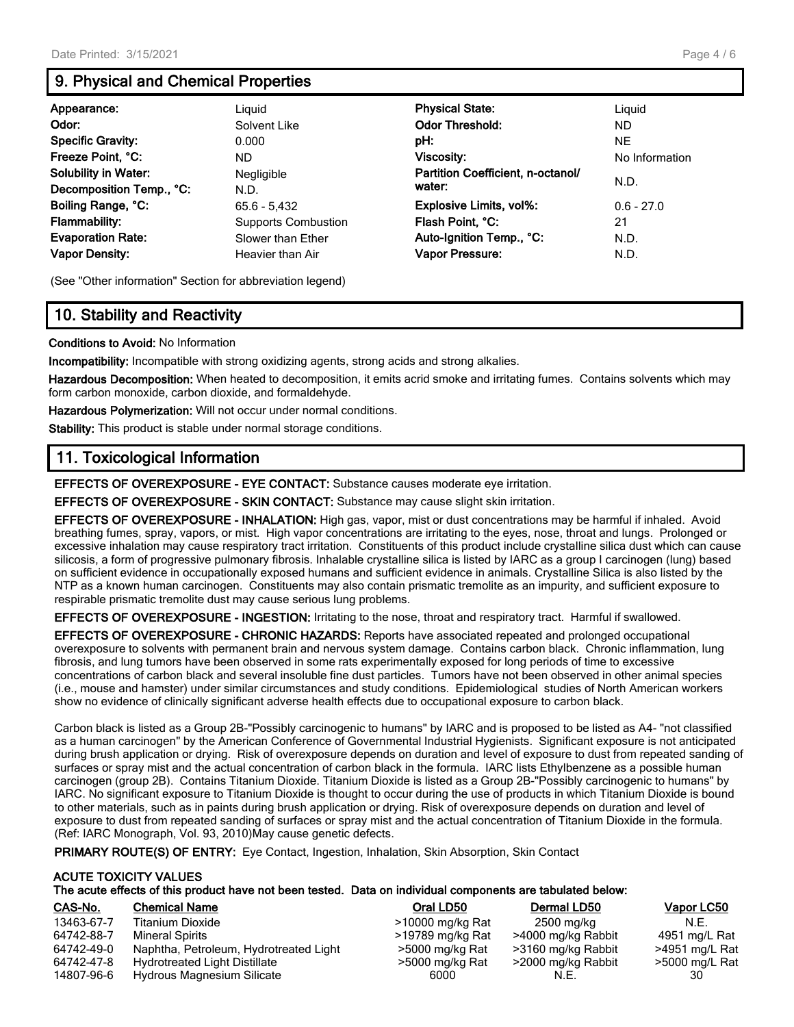## 9. Physical and Chemical Properties

| Property | Value | Property | Value |
|---|---|---|---|
| **Appearance:** | Liquid | **Physical State:** | Liquid |
| **Odor:** | Solvent Like | **Odor Threshold:** | ND |
| **Specific Gravity:** | 0.000 | **pH:** | NE |
| **Freeze Point, °C:** | ND | **Viscosity:** | No Information |
| **Solubility in Water:** | Negligible | **Partition Coefficient, n-octanol/ water:** | N.D. |
| **Decomposition Temp., °C:** | N.D. | | |
| **Boiling Range, °C:** | 65.6 - 5,432 | **Explosive Limits, vol%:** | 0.6 - 27.0 |
| **Flammability:** | Supports Combustion | **Flash Point, °C:** | 21 |
| **Evaporation Rate:** | Slower than Ether | **Auto-Ignition Temp., °C:** | N.D. |
| **Vapor Density:** | Heavier than Air | **Vapor Pressure:** | N.D. |

(See "Other information" Section for abbreviation legend)

## 10. Stability and Reactivity

**Conditions to Avoid:** No Information

**Incompatibility:** Incompatible with strong oxidizing agents, strong acids and strong alkalies.

**Hazardous Decomposition:** When heated to decomposition, it emits acrid smoke and irritating fumes. Contains solvents which may form carbon monoxide, carbon dioxide, and formaldehyde.

**Hazardous Polymerization:** Will not occur under normal conditions.

**Stability:** This product is stable under normal storage conditions.

## 11. Toxicological Information

**EFFECTS OF OVEREXPOSURE - EYE CONTACT:** Substance causes moderate eye irritation.

**EFFECTS OF OVEREXPOSURE - SKIN CONTACT:** Substance may cause slight skin irritation.

**EFFECTS OF OVEREXPOSURE - INHALATION:** High gas, vapor, mist or dust concentrations may be harmful if inhaled. Avoid breathing fumes, spray, vapors, or mist. High vapor concentrations are irritating to the eyes, nose, throat and lungs. Prolonged or excessive inhalation may cause respiratory tract irritation. Constituents of this product include crystalline silica dust which can cause silicosis, a form of progressive pulmonary fibrosis. Inhalable crystalline silica is listed by IARC as a group I carcinogen (lung) based on sufficient evidence in occupationally exposed humans and sufficient evidence in animals. Crystalline Silica is also listed by the NTP as a known human carcinogen. Constituents may also contain prismatic tremolite as an impurity, and sufficient exposure to respirable prismatic tremolite dust may cause serious lung problems.

**EFFECTS OF OVEREXPOSURE - INGESTION:** Irritating to the nose, throat and respiratory tract. Harmful if swallowed.

**EFFECTS OF OVEREXPOSURE - CHRONIC HAZARDS:** Reports have associated repeated and prolonged occupational overexposure to solvents with permanent brain and nervous system damage. Contains carbon black. Chronic inflammation, lung fibrosis, and lung tumors have been observed in some rats experimentally exposed for long periods of time to excessive concentrations of carbon black and several insoluble fine dust particles. Tumors have not been observed in other animal species (i.e., mouse and hamster) under similar circumstances and study conditions. Epidemiological studies of North American workers show no evidence of clinically significant adverse health effects due to occupational exposure to carbon black.

Carbon black is listed as a Group 2B-"Possibly carcinogenic to humans" by IARC and is proposed to be listed as A4- "not classified as a human carcinogen" by the American Conference of Governmental Industrial Hygienists. Significant exposure is not anticipated during brush application or drying. Risk of overexposure depends on duration and level of exposure to dust from repeated sanding of surfaces or spray mist and the actual concentration of carbon black in the formula. IARC lists Ethylbenzene as a possible human carcinogen (group 2B). Contains Titanium Dioxide. Titanium Dioxide is listed as a Group 2B-"Possibly carcinogenic to humans" by IARC. No significant exposure to Titanium Dioxide is thought to occur during the use of products in which Titanium Dioxide is bound to other materials, such as in paints during brush application or drying. Risk of overexposure depends on duration and level of exposure to dust from repeated sanding of surfaces or spray mist and the actual concentration of Titanium Dioxide in the formula. (Ref: IARC Monograph, Vol. 93, 2010)May cause genetic defects.

**PRIMARY ROUTE(S) OF ENTRY:** Eye Contact, Ingestion, Inhalation, Skin Absorption, Skin Contact

**ACUTE TOXICITY VALUES**

**The acute effects of this product have not been tested. Data on individual components are tabulated below:**

| CAS-No. | Chemical Name | Oral LD50 | Dermal LD50 | Vapor LC50 |
|---|---|---|---|---|
| 13463-67-7 | Titanium Dioxide | >10000 mg/kg Rat | 2500 mg/kg | N.E. |
| 64742-88-7 | Mineral Spirits | >19789 mg/kg Rat | >4000 mg/kg Rabbit | 4951 mg/L Rat |
| 64742-49-0 | Naphtha, Petroleum, Hydrotreated Light | >5000 mg/kg Rat | >3160 mg/kg Rabbit | >4951 mg/L Rat |
| 64742-47-8 | Hydrotreated Light Distillate | >5000 mg/kg Rat | >2000 mg/kg Rabbit | >5000 mg/L Rat |
| 14807-96-6 | Hydrous Magnesium Silicate | 6000 | N.E. | 30 |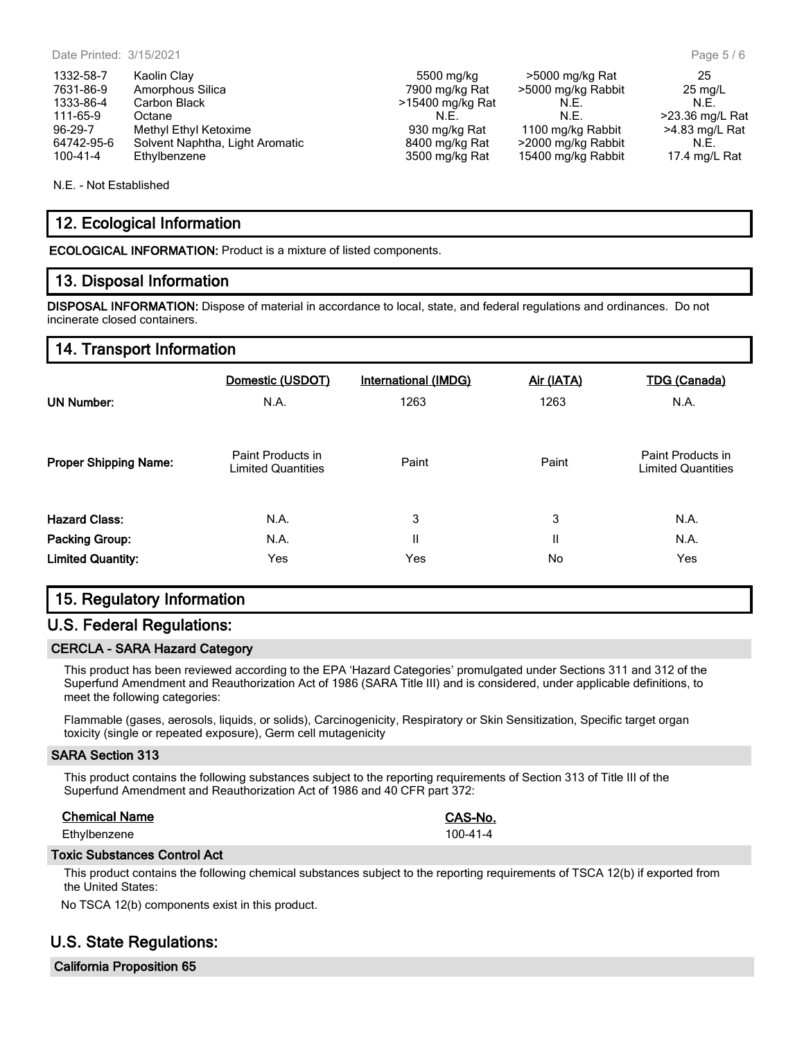| | | | | |
|---|---|---|---|---|
| 1332-58-7 | Kaolin Clay | 5500 mg/kg | >5000 mg/kg Rat | 25 |
| 7631-86-9 | Amorphous Silica | 7900 mg/kg Rat | >5000 mg/kg Rabbit | 25 mg/L |
| 1333-86-4 | Carbon Black | >15400 mg/kg Rat | N.E. | N.E. |
| 111-65-9 | Octane | N.E. | N.E. | >23.36 mg/L Rat |
| 96-29-7 | Methyl Ethyl Ketoxime | 930 mg/kg Rat | 1100 mg/kg Rabbit | >4.83 mg/L Rat |
| 64742-95-6 | Solvent Naphtha, Light Aromatic | 8400 mg/kg Rat | >2000 mg/kg Rabbit | N.E. |
| 100-41-4 | Ethylbenzene | 3500 mg/kg Rat | 15400 mg/kg Rabbit | 17.4 mg/L Rat |

N.E. - Not Established

## 12. Ecological Information

**ECOLOGICAL INFORMATION:** Product is a mixture of listed components.

## 13. Disposal Information

**DISPOSAL INFORMATION:** Dispose of material in accordance to local, state, and federal regulations and ordinances. Do not incinerate closed containers.

## 14. Transport Information

| | Domestic (USDOT) | International (IMDG) | Air (IATA) | TDG (Canada) |
|---|---|---|---|---|
| **UN Number:** | N.A. | 1263 | 1263 | N.A. |
| **Proper Shipping Name:** | Paint Products in Limited Quantities | Paint | Paint | Paint Products in Limited Quantities |
| **Hazard Class:** | N.A. | 3 | 3 | N.A. |
| **Packing Group:** | N.A. | II | II | N.A. |
| **Limited Quantity:** | Yes | Yes | No | Yes |

## 15. Regulatory Information

## U.S. Federal Regulations:

### CERCLA - SARA Hazard Category

This product has been reviewed according to the EPA 'Hazard Categories' promulgated under Sections 311 and 312 of the Superfund Amendment and Reauthorization Act of 1986 (SARA Title III) and is considered, under applicable definitions, to meet the following categories:

Flammable (gases, aerosols, liquids, or solids), Carcinogenicity, Respiratory or Skin Sensitization, Specific target organ toxicity (single or repeated exposure), Germ cell mutagenicity

### SARA Section 313

This product contains the following substances subject to the reporting requirements of Section 313 of Title III of the Superfund Amendment and Reauthorization Act of 1986 and 40 CFR part 372:

| Chemical Name | CAS-No. |
|---|---|
| Ethylbenzene | 100-41-4 |

### Toxic Substances Control Act

This product contains the following chemical substances subject to the reporting requirements of TSCA 12(b) if exported from the United States:

No TSCA 12(b) components exist in this product.

## U.S. State Regulations:

### California Proposition 65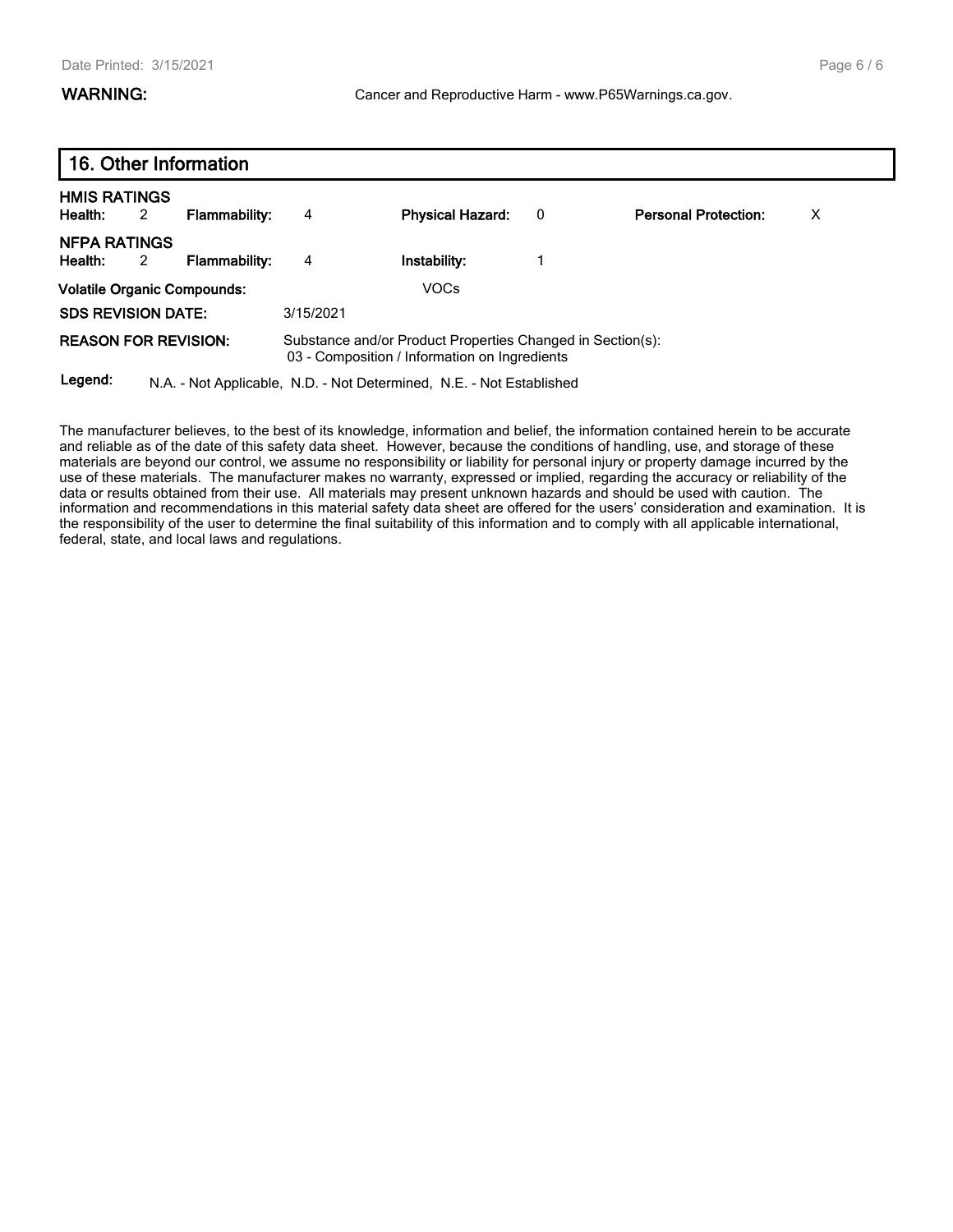**WARNING:** Cancer and Reproductive Harm - www.P65Warnings.ca.gov.

## 16. Other Information

**HMIS RATINGS**

| **Health:** | 2 | **Flammability:** | 4 | **Physical Hazard:** | 0 | **Personal Protection:** | X |
|---|---|---|---|---|---|---|---|

**NFPA RATINGS**

| **Health:** | 2 | **Flammability:** | 4 | **Instability:** | 1 |
|---|---|---|---|---|---|

**Volatile Organic Compounds:** VOCs

**SDS REVISION DATE:** 3/15/2021

**REASON FOR REVISION:** Substance and/or Product Properties Changed in Section(s):
03 - Composition / Information on Ingredients

**Legend:** N.A. - Not Applicable, N.D. - Not Determined, N.E. - Not Established

The manufacturer believes, to the best of its knowledge, information and belief, the information contained herein to be accurate and reliable as of the date of this safety data sheet. However, because the conditions of handling, use, and storage of these materials are beyond our control, we assume no responsibility or liability for personal injury or property damage incurred by the use of these materials. The manufacturer makes no warranty, expressed or implied, regarding the accuracy or reliability of the data or results obtained from their use. All materials may present unknown hazards and should be used with caution. The information and recommendations in this material safety data sheet are offered for the users' consideration and examination. It is the responsibility of the user to determine the final suitability of this information and to comply with all applicable international, federal, state, and local laws and regulations.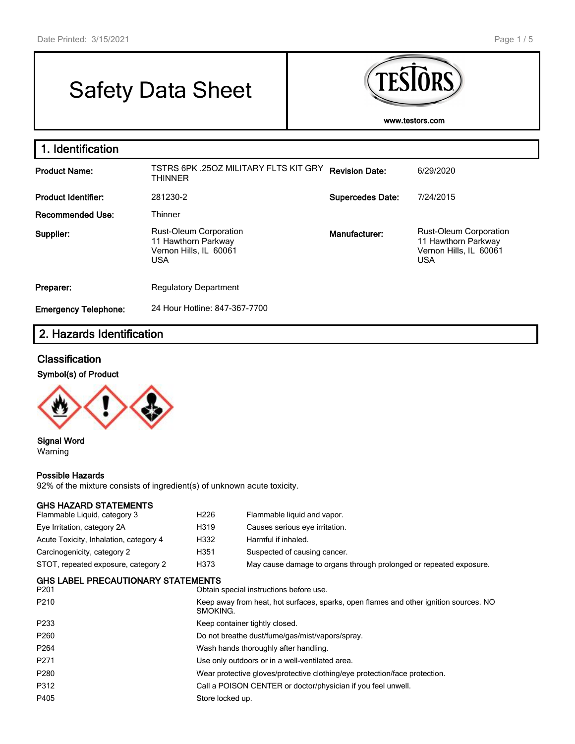# Safety Data Sheet

TESTORS

www.testors.com

## 1. Identification

| | | | |
|---|---|---|---|
| **Product Name:** | TSTRS 6PK .25OZ MILITARY FLTS KIT GRY THINNER | **Revision Date:** | 6/29/2020 |
| **Product Identifier:** | 281230-2 | **Supercedes Date:** | 7/24/2015 |
| **Recommended Use:** | Thinner | | |
| **Supplier:** | Rust-Oleum Corporation<br>11 Hawthorn Parkway<br>Vernon Hills, IL 60061<br>USA | **Manufacturer:** | Rust-Oleum Corporation<br>11 Hawthorn Parkway<br>Vernon Hills, IL 60061<br>USA |
| **Preparer:** | Regulatory Department | | |
| **Emergency Telephone:** | 24 Hour Hotline: 847-367-7700 | | |

## 2. Hazards Identification

### Classification

**Symbol(s) of Product**

**Signal Word**
Warning

**Possible Hazards**
92% of the mixture consists of ingredient(s) of unknown acute toxicity.

**GHS HAZARD STATEMENTS**

| | | |
|---|---|---|
| Flammable Liquid, category 3 | H226 | Flammable liquid and vapor. |
| Eye Irritation, category 2A | H319 | Causes serious eye irritation. |
| Acute Toxicity, Inhalation, category 4 | H332 | Harmful if inhaled. |
| Carcinogenicity, category 2 | H351 | Suspected of causing cancer. |
| STOT, repeated exposure, category 2 | H373 | May cause damage to organs through prolonged or repeated exposure. |

**GHS LABEL PRECAUTIONARY STATEMENTS**

| | |
|---|---|
| P201 | Obtain special instructions before use. |
| P210 | Keep away from heat, hot surfaces, sparks, open flames and other ignition sources. NO SMOKING. |
| P233 | Keep container tightly closed. |
| P260 | Do not breathe dust/fume/gas/mist/vapors/spray. |
| P264 | Wash hands thoroughly after handling. |
| P271 | Use only outdoors or in a well-ventilated area. |
| P280 | Wear protective gloves/protective clothing/eye protection/face protection. |
| P312 | Call a POISON CENTER or doctor/physician if you feel unwell. |
| P405 | Store locked up. |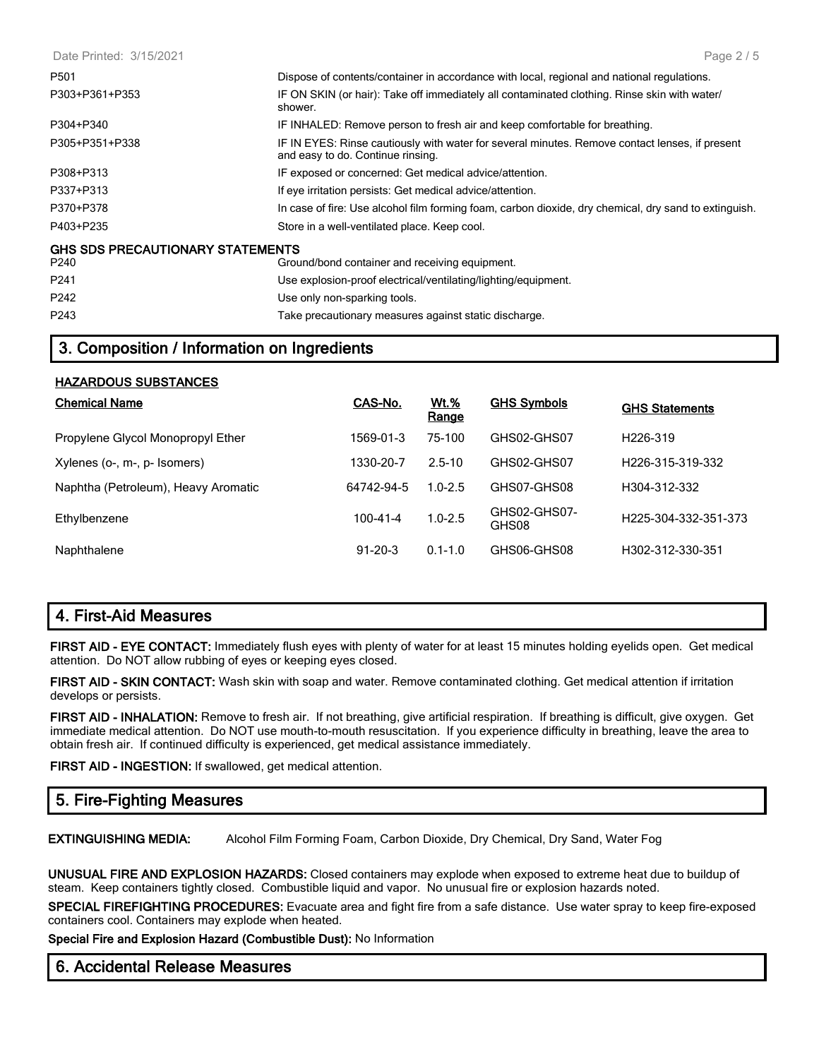| | |
|---|---|
| P501 | Dispose of contents/container in accordance with local, regional and national regulations. |
| P303+P361+P353 | IF ON SKIN (or hair): Take off immediately all contaminated clothing. Rinse skin with water/ shower. |
| P304+P340 | IF INHALED: Remove person to fresh air and keep comfortable for breathing. |
| P305+P351+P338 | IF IN EYES: Rinse cautiously with water for several minutes. Remove contact lenses, if present and easy to do. Continue rinsing. |
| P308+P313 | IF exposed or concerned: Get medical advice/attention. |
| P337+P313 | If eye irritation persists: Get medical advice/attention. |
| P370+P378 | In case of fire: Use alcohol film forming foam, carbon dioxide, dry chemical, dry sand to extinguish. |
| P403+P235 | Store in a well-ventilated place. Keep cool. |

**GHS SDS PRECAUTIONARY STATEMENTS**

| | |
|---|---|
| P240 | Ground/bond container and receiving equipment. |
| P241 | Use explosion-proof electrical/ventilating/lighting/equipment. |
| P242 | Use only non-sparking tools. |
| P243 | Take precautionary measures against static discharge. |

## 3. Composition / Information on Ingredients

**HAZARDOUS SUBSTANCES**

| Chemical Name | CAS-No. | Wt.% Range | GHS Symbols | GHS Statements |
|---|---|---|---|---|
| Propylene Glycol Monopropyl Ether | 1569-01-3 | 75-100 | GHS02-GHS07 | H226-319 |
| Xylenes (o-, m-, p- Isomers) | 1330-20-7 | 2.5-10 | GHS02-GHS07 | H226-315-319-332 |
| Naphtha (Petroleum), Heavy Aromatic | 64742-94-5 | 1.0-2.5 | GHS07-GHS08 | H304-312-332 |
| Ethylbenzene | 100-41-4 | 1.0-2.5 | GHS02-GHS07-GHS08 | H225-304-332-351-373 |
| Naphthalene | 91-20-3 | 0.1-1.0 | GHS06-GHS08 | H302-312-330-351 |

## 4. First-Aid Measures

**FIRST AID - EYE CONTACT:** Immediately flush eyes with plenty of water for at least 15 minutes holding eyelids open. Get medical attention. Do NOT allow rubbing of eyes or keeping eyes closed.

**FIRST AID - SKIN CONTACT:** Wash skin with soap and water. Remove contaminated clothing. Get medical attention if irritation develops or persists.

**FIRST AID - INHALATION:** Remove to fresh air. If not breathing, give artificial respiration. If breathing is difficult, give oxygen. Get immediate medical attention. Do NOT use mouth-to-mouth resuscitation. If you experience difficulty in breathing, leave the area to obtain fresh air. If continued difficulty is experienced, get medical assistance immediately.

**FIRST AID - INGESTION:** If swallowed, get medical attention.

## 5. Fire-Fighting Measures

**EXTINGUISHING MEDIA:** Alcohol Film Forming Foam, Carbon Dioxide, Dry Chemical, Dry Sand, Water Fog

**UNUSUAL FIRE AND EXPLOSION HAZARDS:** Closed containers may explode when exposed to extreme heat due to buildup of steam. Keep containers tightly closed. Combustible liquid and vapor. No unusual fire or explosion hazards noted.

**SPECIAL FIREFIGHTING PROCEDURES:** Evacuate area and fight fire from a safe distance. Use water spray to keep fire-exposed containers cool. Containers may explode when heated.

**Special Fire and Explosion Hazard (Combustible Dust):** No Information

## 6. Accidental Release Measures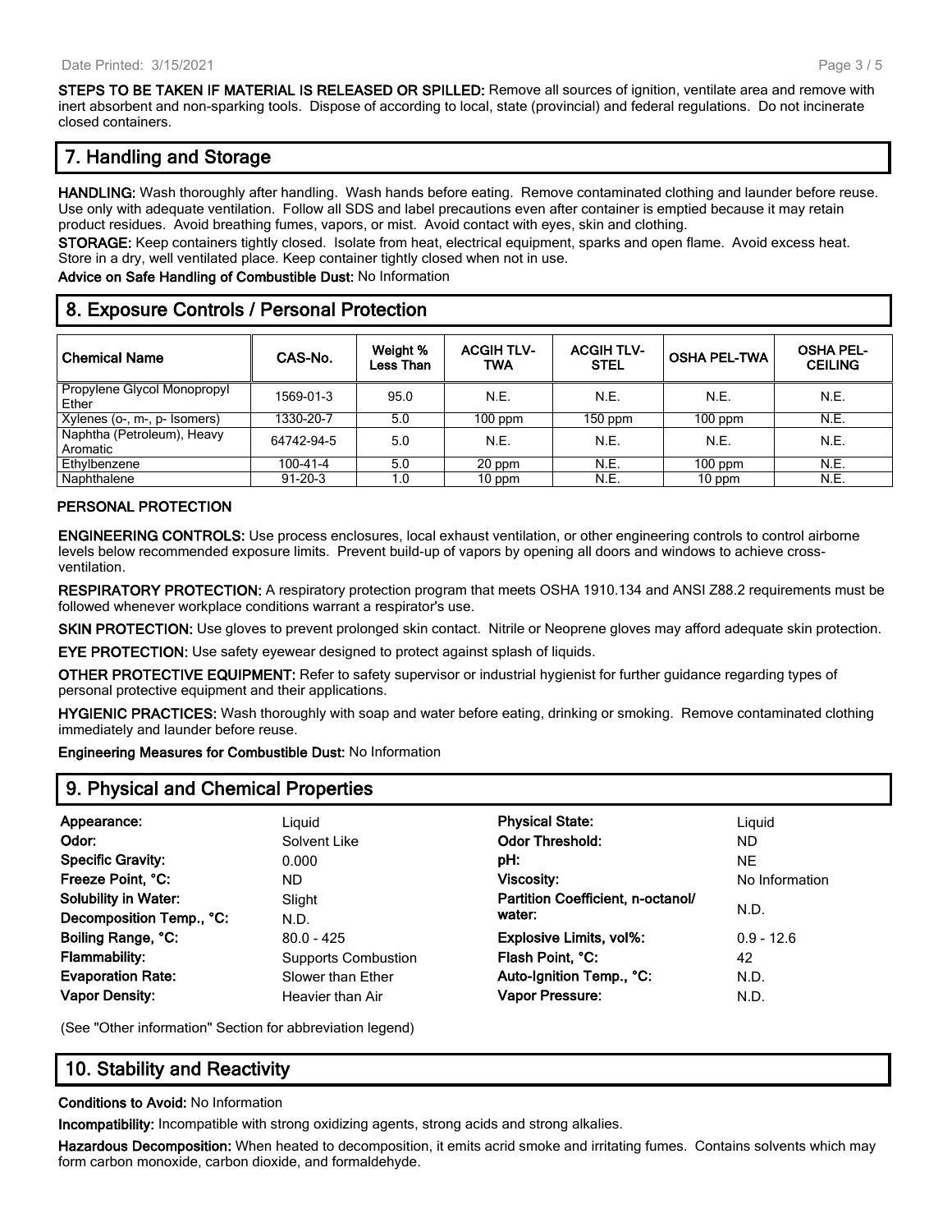**STEPS TO BE TAKEN IF MATERIAL IS RELEASED OR SPILLED:** Remove all sources of ignition, ventilate area and remove with inert absorbent and non-sparking tools. Dispose of according to local, state (provincial) and federal regulations. Do not incinerate closed containers.

## 7. Handling and Storage

**HANDLING:** Wash thoroughly after handling. Wash hands before eating. Remove contaminated clothing and launder before reuse. Use only with adequate ventilation. Follow all SDS and label precautions even after container is emptied because it may retain product residues. Avoid breathing fumes, vapors, or mist. Avoid contact with eyes, skin and clothing.

**STORAGE:** Keep containers tightly closed. Isolate from heat, electrical equipment, sparks and open flame. Avoid excess heat. Store in a dry, well ventilated place. Keep container tightly closed when not in use.

**Advice on Safe Handling of Combustible Dust:** No Information

## 8. Exposure Controls / Personal Protection

| Chemical Name | CAS-No. | Weight % Less Than | ACGIH TLV-TWA | ACGIH TLV-STEL | OSHA PEL-TWA | OSHA PEL-CEILING |
|---|---|---|---|---|---|---|
| Propylene Glycol Monopropyl Ether | 1569-01-3 | 95.0 | N.E. | N.E. | N.E. | N.E. |
| Xylenes (o-, m-, p- Isomers) | 1330-20-7 | 5.0 | 100 ppm | 150 ppm | 100 ppm | N.E. |
| Naphtha (Petroleum), Heavy Aromatic | 64742-94-5 | 5.0 | N.E. | N.E. | N.E. | N.E. |
| Ethylbenzene | 100-41-4 | 5.0 | 20 ppm | N.E. | 100 ppm | N.E. |
| Naphthalene | 91-20-3 | 1.0 | 10 ppm | N.E. | 10 ppm | N.E. |

### PERSONAL PROTECTION

**ENGINEERING CONTROLS:** Use process enclosures, local exhaust ventilation, or other engineering controls to control airborne levels below recommended exposure limits. Prevent build-up of vapors by opening all doors and windows to achieve cross-ventilation.

**RESPIRATORY PROTECTION:** A respiratory protection program that meets OSHA 1910.134 and ANSI Z88.2 requirements must be followed whenever workplace conditions warrant a respirator's use.

**SKIN PROTECTION:** Use gloves to prevent prolonged skin contact. Nitrile or Neoprene gloves may afford adequate skin protection.

**EYE PROTECTION:** Use safety eyewear designed to protect against splash of liquids.

**OTHER PROTECTIVE EQUIPMENT:** Refer to safety supervisor or industrial hygienist for further guidance regarding types of personal protective equipment and their applications.

**HYGIENIC PRACTICES:** Wash thoroughly with soap and water before eating, drinking or smoking. Remove contaminated clothing immediately and launder before reuse.

**Engineering Measures for Combustible Dust:** No Information

## 9. Physical and Chemical Properties

| | | | |
|---|---|---|---|
| **Appearance:** | Liquid | **Physical State:** | Liquid |
| **Odor:** | Solvent Like | **Odor Threshold:** | ND |
| **Specific Gravity:** | 0.000 | **pH:** | NE |
| **Freeze Point, °C:** | ND | **Viscosity:** | No Information |
| **Solubility in Water:** | Slight | **Partition Coefficient, n-octanol/ water:** | N.D. |
| **Decomposition Temp., °C:** | N.D. | | |
| **Boiling Range, °C:** | 80.0 - 425 | **Explosive Limits, vol%:** | 0.9 - 12.6 |
| **Flammability:** | Supports Combustion | **Flash Point, °C:** | 42 |
| **Evaporation Rate:** | Slower than Ether | **Auto-Ignition Temp., °C:** | N.D. |
| **Vapor Density:** | Heavier than Air | **Vapor Pressure:** | N.D. |

(See "Other information" Section for abbreviation legend)

## 10. Stability and Reactivity

**Conditions to Avoid:** No Information

**Incompatibility:** Incompatible with strong oxidizing agents, strong acids and strong alkalies.

**Hazardous Decomposition:** When heated to decomposition, it emits acrid smoke and irritating fumes. Contains solvents which may form carbon monoxide, carbon dioxide, and formaldehyde.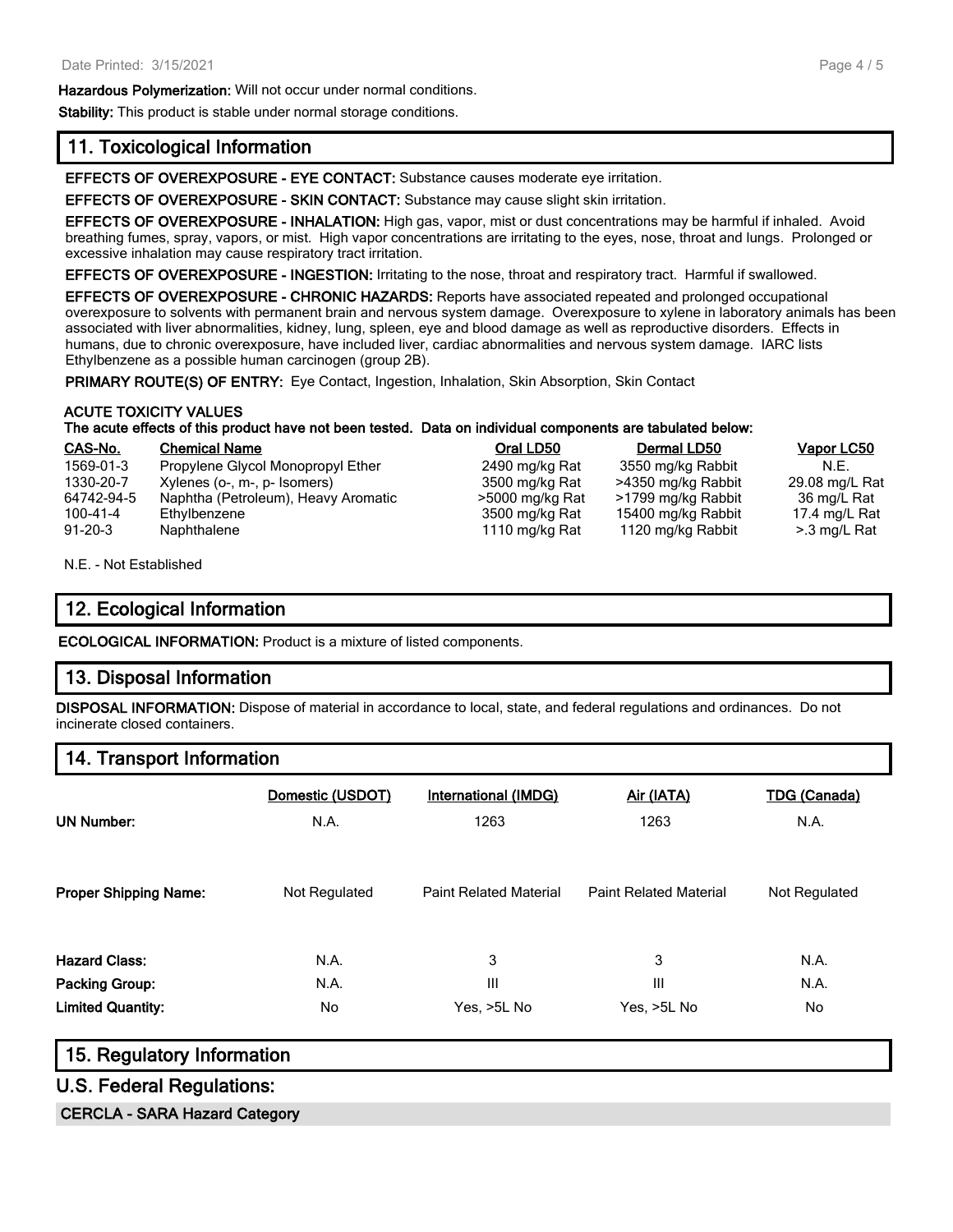**Hazardous Polymerization:** Will not occur under normal conditions.

**Stability:** This product is stable under normal storage conditions.

## 11. Toxicological Information

**EFFECTS OF OVEREXPOSURE - EYE CONTACT:** Substance causes moderate eye irritation.

**EFFECTS OF OVEREXPOSURE - SKIN CONTACT:** Substance may cause slight skin irritation.

**EFFECTS OF OVEREXPOSURE - INHALATION:** High gas, vapor, mist or dust concentrations may be harmful if inhaled. Avoid breathing fumes, spray, vapors, or mist. High vapor concentrations are irritating to the eyes, nose, throat and lungs. Prolonged or excessive inhalation may cause respiratory tract irritation.

**EFFECTS OF OVEREXPOSURE - INGESTION:** Irritating to the nose, throat and respiratory tract. Harmful if swallowed.

**EFFECTS OF OVEREXPOSURE - CHRONIC HAZARDS:** Reports have associated repeated and prolonged occupational overexposure to solvents with permanent brain and nervous system damage. Overexposure to xylene in laboratory animals has been associated with liver abnormalities, kidney, lung, spleen, eye and blood damage as well as reproductive disorders. Effects in humans, due to chronic overexposure, have included liver, cardiac abnormalities and nervous system damage. IARC lists Ethylbenzene as a possible human carcinogen (group 2B).

**PRIMARY ROUTE(S) OF ENTRY:** Eye Contact, Ingestion, Inhalation, Skin Absorption, Skin Contact

**ACUTE TOXICITY VALUES**

**The acute effects of this product have not been tested. Data on individual components are tabulated below:**

| CAS-No. | Chemical Name | Oral LD50 | Dermal LD50 | Vapor LC50 |
|---|---|---|---|---|
| 1569-01-3 | Propylene Glycol Monopropyl Ether | 2490 mg/kg Rat | 3550 mg/kg Rabbit | N.E. |
| 1330-20-7 | Xylenes (o-, m-, p- Isomers) | 3500 mg/kg Rat | >4350 mg/kg Rabbit | 29.08 mg/L Rat |
| 64742-94-5 | Naphtha (Petroleum), Heavy Aromatic | >5000 mg/kg Rat | >1799 mg/kg Rabbit | 36 mg/L Rat |
| 100-41-4 | Ethylbenzene | 3500 mg/kg Rat | 15400 mg/kg Rabbit | 17.4 mg/L Rat |
| 91-20-3 | Naphthalene | 1110 mg/kg Rat | 1120 mg/kg Rabbit | >.3 mg/L Rat |

N.E. - Not Established

## 12. Ecological Information

**ECOLOGICAL INFORMATION:** Product is a mixture of listed components.

## 13. Disposal Information

**DISPOSAL INFORMATION:** Dispose of material in accordance to local, state, and federal regulations and ordinances. Do not incinerate closed containers.

## 14. Transport Information

| | Domestic (USDOT) | International (IMDG) | Air (IATA) | TDG (Canada) |
|---|---|---|---|---|
| **UN Number:** | N.A. | 1263 | 1263 | N.A. |
| **Proper Shipping Name:** | Not Regulated | Paint Related Material | Paint Related Material | Not Regulated |
| **Hazard Class:** | N.A. | 3 | 3 | N.A. |
| **Packing Group:** | N.A. | III | III | N.A. |
| **Limited Quantity:** | No | Yes, >5L No | Yes, >5L No | No |

## 15. Regulatory Information

## U.S. Federal Regulations:

**CERCLA - SARA Hazard Category**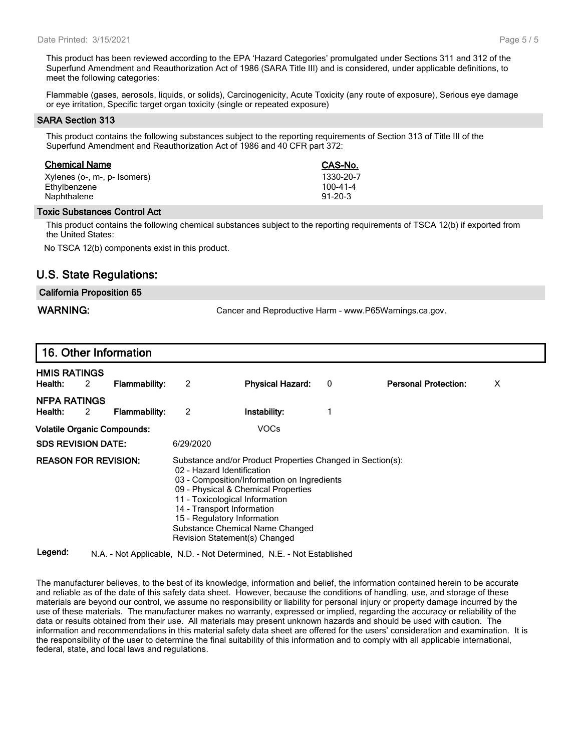This product has been reviewed according to the EPA 'Hazard Categories' promulgated under Sections 311 and 312 of the Superfund Amendment and Reauthorization Act of 1986 (SARA Title III) and is considered, under applicable definitions, to meet the following categories:

Flammable (gases, aerosols, liquids, or solids), Carcinogenicity, Acute Toxicity (any route of exposure), Serious eye damage or eye irritation, Specific target organ toxicity (single or repeated exposure)

### SARA Section 313

This product contains the following substances subject to the reporting requirements of Section 313 of Title III of the Superfund Amendment and Reauthorization Act of 1986 and 40 CFR part 372:

| Chemical Name | CAS-No. |
|---|---|
| Xylenes (o-, m-, p- Isomers) | 1330-20-7 |
| Ethylbenzene | 100-41-4 |
| Naphthalene | 91-20-3 |

### Toxic Substances Control Act

This product contains the following chemical substances subject to the reporting requirements of TSCA 12(b) if exported from the United States:

No TSCA 12(b) components exist in this product.

## U.S. State Regulations:

### California Proposition 65

**WARNING:** Cancer and Reproductive Harm - www.P65Warnings.ca.gov.

## 16. Other Information

**HMIS RATINGS**

| | | | | | | | |
|---|---|---|---|---|---|---|---|
| **Health:** | 2 | **Flammability:** | 2 | **Physical Hazard:** | 0 | **Personal Protection:** | X |

**NFPA RATINGS**

| | | | | | |
|---|---|---|---|---|---|
| **Health:** | 2 | **Flammability:** | 2 | **Instability:** | 1 |

**Volatile Organic Compounds:** VOCs

**SDS REVISION DATE:** 6/29/2020

**REASON FOR REVISION:** Substance and/or Product Properties Changed in Section(s):
- 02 - Hazard Identification
- 03 - Composition/Information on Ingredients
- 09 - Physical & Chemical Properties
- 11 - Toxicological Information
- 14 - Transport Information
- 15 - Regulatory Information

Substance Chemical Name Changed
Revision Statement(s) Changed

**Legend:** N.A. - Not Applicable, N.D. - Not Determined, N.E. - Not Established

The manufacturer believes, to the best of its knowledge, information and belief, the information contained herein to be accurate and reliable as of the date of this safety data sheet. However, because the conditions of handling, use, and storage of these materials are beyond our control, we assume no responsibility or liability for personal injury or property damage incurred by the use of these materials. The manufacturer makes no warranty, expressed or implied, regarding the accuracy or reliability of the data or results obtained from their use. All materials may present unknown hazards and should be used with caution. The information and recommendations in this material safety data sheet are offered for the users' consideration and examination. It is the responsibility of the user to determine the final suitability of this information and to comply with all applicable international, federal, state, and local laws and regulations.